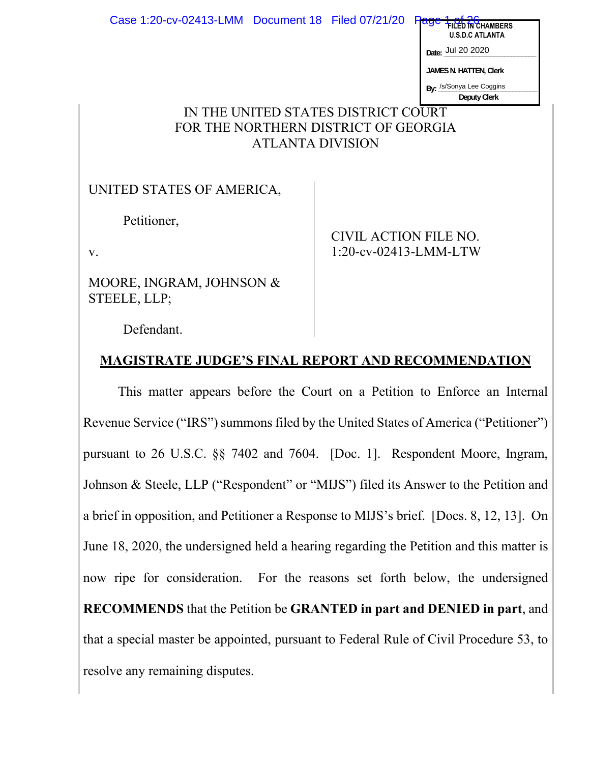FILED IN CHAMBERS
U.S.D.C ATLANTA

Date: Jul 20 2020

JAMES N. HATTEN, Clerk

By: /s/Sonya Lee Coggins
Deputy Clerk

IN THE UNITED STATES DISTRICT COURT
FOR THE NORTHERN DISTRICT OF GEORGIA
ATLANTA DIVISION

UNITED STATES OF AMERICA,

Petitioner,

v.

MOORE, INGRAM, JOHNSON & STEELE, LLP;

Defendant.

CIVIL ACTION FILE NO.
1:20-cv-02413-LMM-LTW

## MAGISTRATE JUDGE'S FINAL REPORT AND RECOMMENDATION

This matter appears before the Court on a Petition to Enforce an Internal Revenue Service ("IRS") summons filed by the United States of America ("Petitioner") pursuant to 26 U.S.C. §§ 7402 and 7604. [Doc. 1]. Respondent Moore, Ingram, Johnson & Steele, LLP ("Respondent" or "MIJS") filed its Answer to the Petition and a brief in opposition, and Petitioner a Response to MIJS's brief. [Docs. 8, 12, 13]. On June 18, 2020, the undersigned held a hearing regarding the Petition and this matter is now ripe for consideration. For the reasons set forth below, the undersigned **RECOMMENDS** that the Petition be **GRANTED in part and DENIED in part**, and that a special master be appointed, pursuant to Federal Rule of Civil Procedure 53, to resolve any remaining disputes.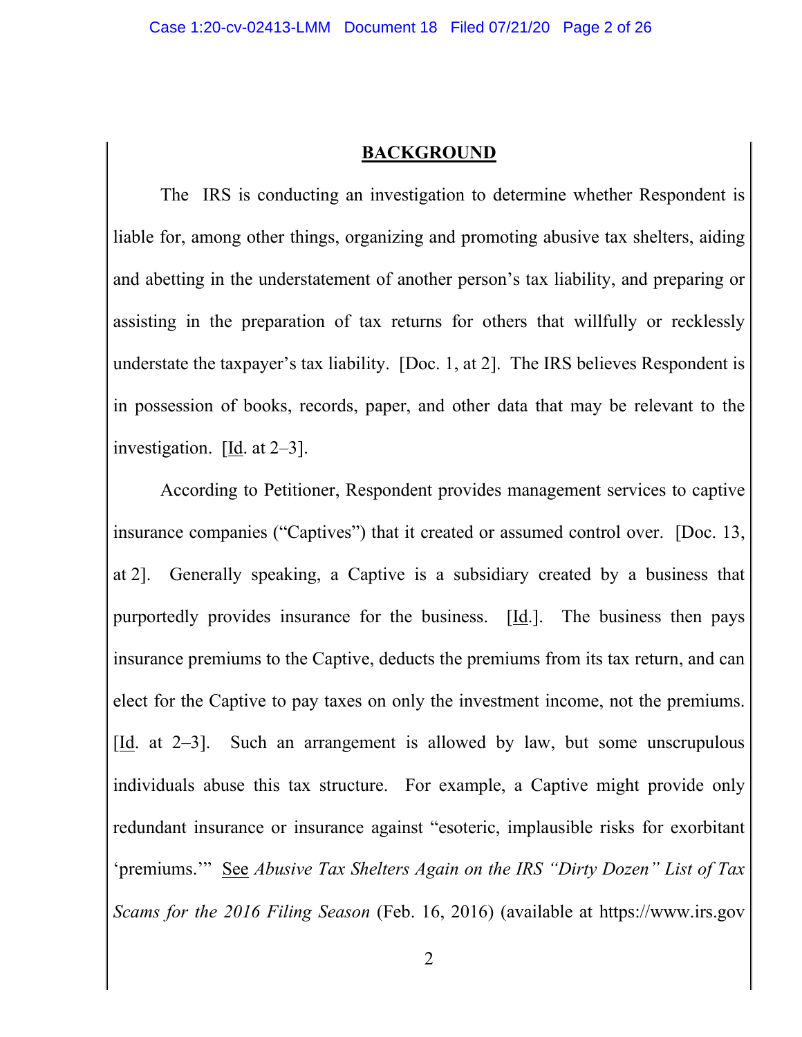## **BACKGROUND**

The IRS is conducting an investigation to determine whether Respondent is liable for, among other things, organizing and promoting abusive tax shelters, aiding and abetting in the understatement of another person's tax liability, and preparing or assisting in the preparation of tax returns for others that willfully or recklessly understate the taxpayer's tax liability. [Doc. 1, at 2]. The IRS believes Respondent is in possession of books, records, paper, and other data that may be relevant to the investigation. [Id. at 2–3].

According to Petitioner, Respondent provides management services to captive insurance companies ("Captives") that it created or assumed control over. [Doc. 13, at 2]. Generally speaking, a Captive is a subsidiary created by a business that purportedly provides insurance for the business. [Id.]. The business then pays insurance premiums to the Captive, deducts the premiums from its tax return, and can elect for the Captive to pay taxes on only the investment income, not the premiums. [Id. at 2–3]. Such an arrangement is allowed by law, but some unscrupulous individuals abuse this tax structure. For example, a Captive might provide only redundant insurance or insurance against "esoteric, implausible risks for exorbitant 'premiums.'" See *Abusive Tax Shelters Again on the IRS "Dirty Dozen" List of Tax Scams for the 2016 Filing Season* (Feb. 16, 2016) (available at https://www.irs.gov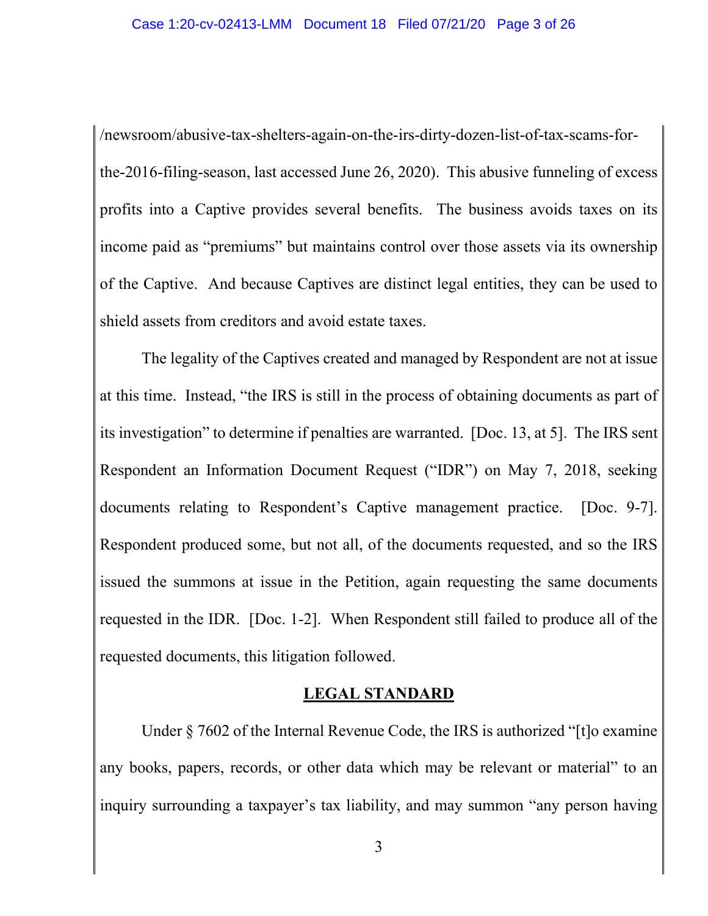/newsroom/abusive-tax-shelters-again-on-the-irs-dirty-dozen-list-of-tax-scams-for-the-2016-filing-season, last accessed June 26, 2020). This abusive funneling of excess profits into a Captive provides several benefits. The business avoids taxes on its income paid as "premiums" but maintains control over those assets via its ownership of the Captive. And because Captives are distinct legal entities, they can be used to shield assets from creditors and avoid estate taxes.

The legality of the Captives created and managed by Respondent are not at issue at this time. Instead, "the IRS is still in the process of obtaining documents as part of its investigation" to determine if penalties are warranted. [Doc. 13, at 5]. The IRS sent Respondent an Information Document Request ("IDR") on May 7, 2018, seeking documents relating to Respondent's Captive management practice. [Doc. 9-7]. Respondent produced some, but not all, of the documents requested, and so the IRS issued the summons at issue in the Petition, again requesting the same documents requested in the IDR. [Doc. 1-2]. When Respondent still failed to produce all of the requested documents, this litigation followed.

## LEGAL STANDARD

Under § 7602 of the Internal Revenue Code, the IRS is authorized "[t]o examine any books, papers, records, or other data which may be relevant or material" to an inquiry surrounding a taxpayer's tax liability, and may summon "any person having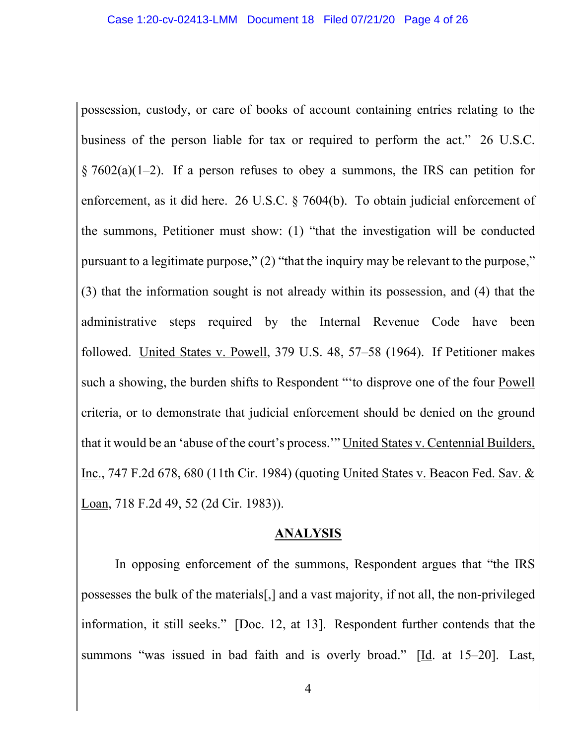possession, custody, or care of books of account containing entries relating to the business of the person liable for tax or required to perform the act." 26 U.S.C. § 7602(a)(1–2). If a person refuses to obey a summons, the IRS can petition for enforcement, as it did here. 26 U.S.C. § 7604(b). To obtain judicial enforcement of the summons, Petitioner must show: (1) "that the investigation will be conducted pursuant to a legitimate purpose," (2) "that the inquiry may be relevant to the purpose," (3) that the information sought is not already within its possession, and (4) that the administrative steps required by the Internal Revenue Code have been followed. United States v. Powell, 379 U.S. 48, 57–58 (1964). If Petitioner makes such a showing, the burden shifts to Respondent "'to disprove one of the four Powell criteria, or to demonstrate that judicial enforcement should be denied on the ground that it would be an 'abuse of the court's process.'" United States v. Centennial Builders, Inc., 747 F.2d 678, 680 (11th Cir. 1984) (quoting United States v. Beacon Fed. Sav. & Loan, 718 F.2d 49, 52 (2d Cir. 1983)).

## ANALYSIS

In opposing enforcement of the summons, Respondent argues that "the IRS possesses the bulk of the materials[,] and a vast majority, if not all, the non-privileged information, it still seeks." [Doc. 12, at 13]. Respondent further contends that the summons "was issued in bad faith and is overly broad." [Id. at 15–20]. Last,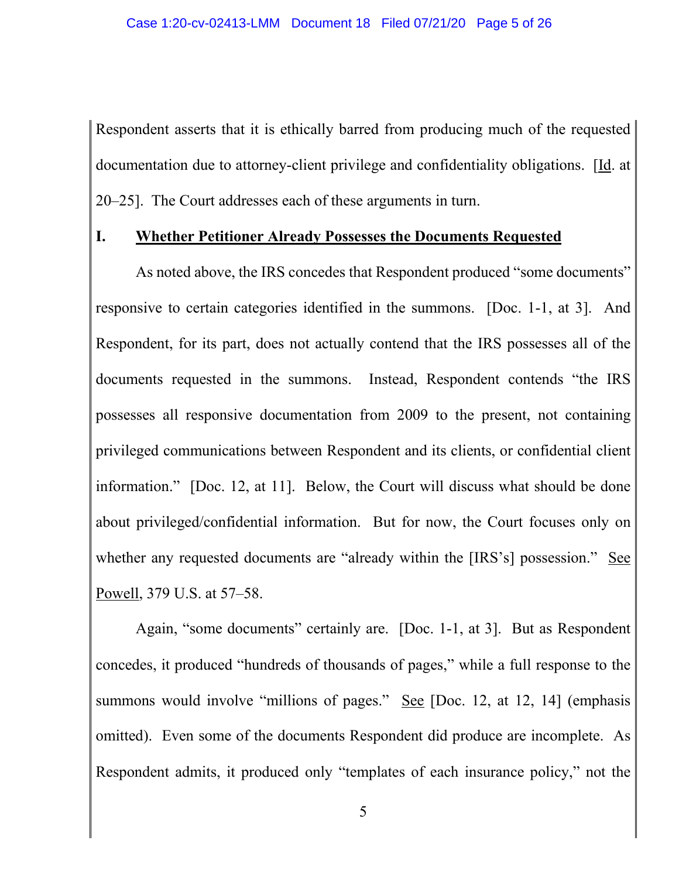Respondent asserts that it is ethically barred from producing much of the requested documentation due to attorney-client privilege and confidentiality obligations. [Id. at 20–25]. The Court addresses each of these arguments in turn.

## I. Whether Petitioner Already Possesses the Documents Requested

As noted above, the IRS concedes that Respondent produced "some documents" responsive to certain categories identified in the summons. [Doc. 1-1, at 3]. And Respondent, for its part, does not actually contend that the IRS possesses all of the documents requested in the summons. Instead, Respondent contends "the IRS possesses all responsive documentation from 2009 to the present, not containing privileged communications between Respondent and its clients, or confidential client information." [Doc. 12, at 11]. Below, the Court will discuss what should be done about privileged/confidential information. But for now, the Court focuses only on whether any requested documents are "already within the [IRS's] possession." See Powell, 379 U.S. at 57–58.

Again, "some documents" certainly are. [Doc. 1-1, at 3]. But as Respondent concedes, it produced "hundreds of thousands of pages," while a full response to the summons would involve "millions of pages." See [Doc. 12, at 12, 14] (emphasis omitted). Even some of the documents Respondent did produce are incomplete. As Respondent admits, it produced only "templates of each insurance policy," not the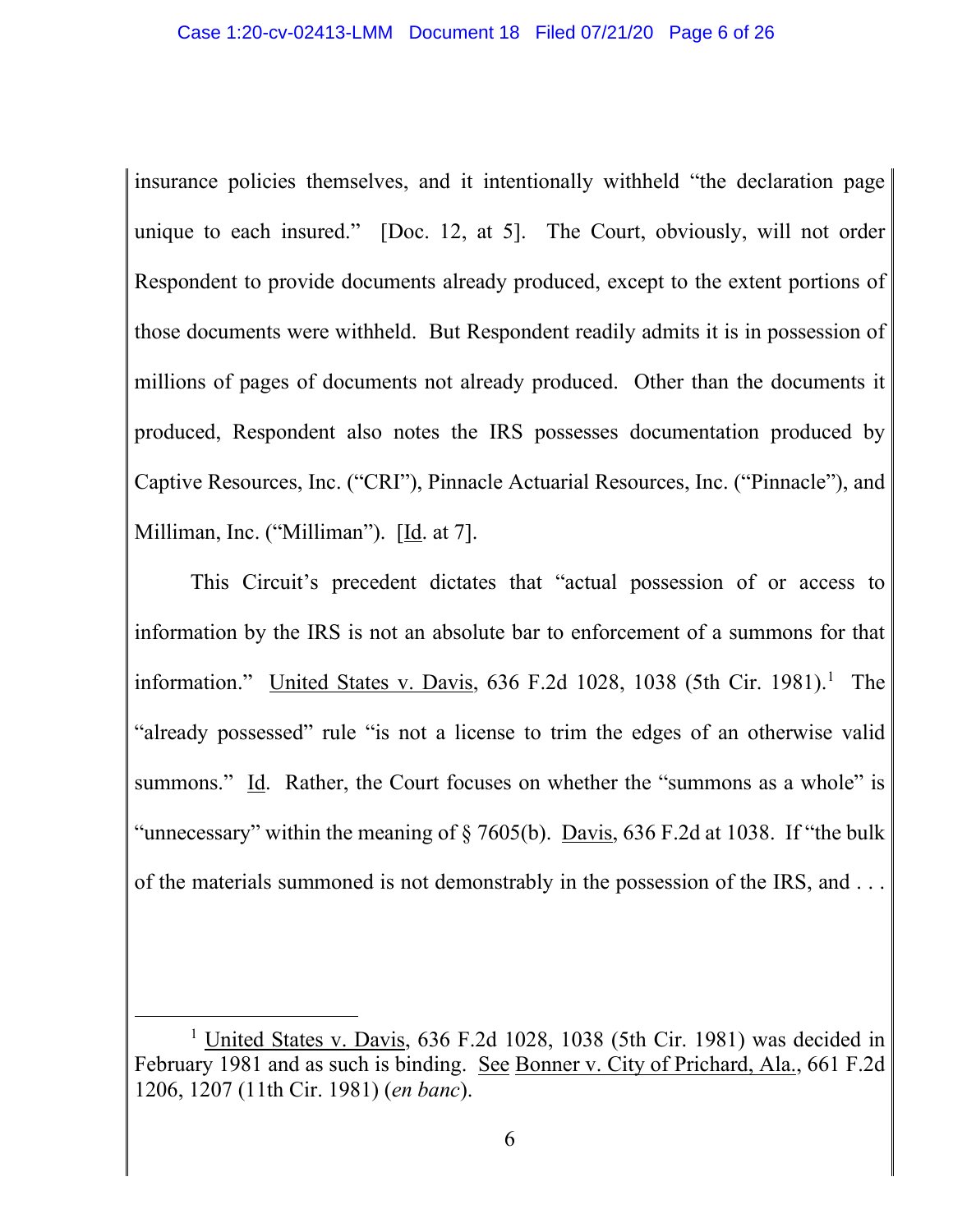insurance policies themselves, and it intentionally withheld "the declaration page unique to each insured." [Doc. 12, at 5]. The Court, obviously, will not order Respondent to provide documents already produced, except to the extent portions of those documents were withheld. But Respondent readily admits it is in possession of millions of pages of documents not already produced. Other than the documents it produced, Respondent also notes the IRS possesses documentation produced by Captive Resources, Inc. ("CRI"), Pinnacle Actuarial Resources, Inc. ("Pinnacle"), and Milliman, Inc. ("Milliman"). [Id. at 7].

This Circuit's precedent dictates that "actual possession of or access to information by the IRS is not an absolute bar to enforcement of a summons for that information." United States v. Davis, 636 F.2d 1028, 1038 (5th Cir. 1981).[1] The "already possessed" rule "is not a license to trim the edges of an otherwise valid summons." Id. Rather, the Court focuses on whether the "summons as a whole" is "unnecessary" within the meaning of § 7605(b). Davis, 636 F.2d at 1038. If "the bulk of the materials summoned is not demonstrably in the possession of the IRS, and . . .

[1] United States v. Davis, 636 F.2d 1028, 1038 (5th Cir. 1981) was decided in February 1981 and as such is binding. See Bonner v. City of Prichard, Ala., 661 F.2d 1206, 1207 (11th Cir. 1981) (*en banc*).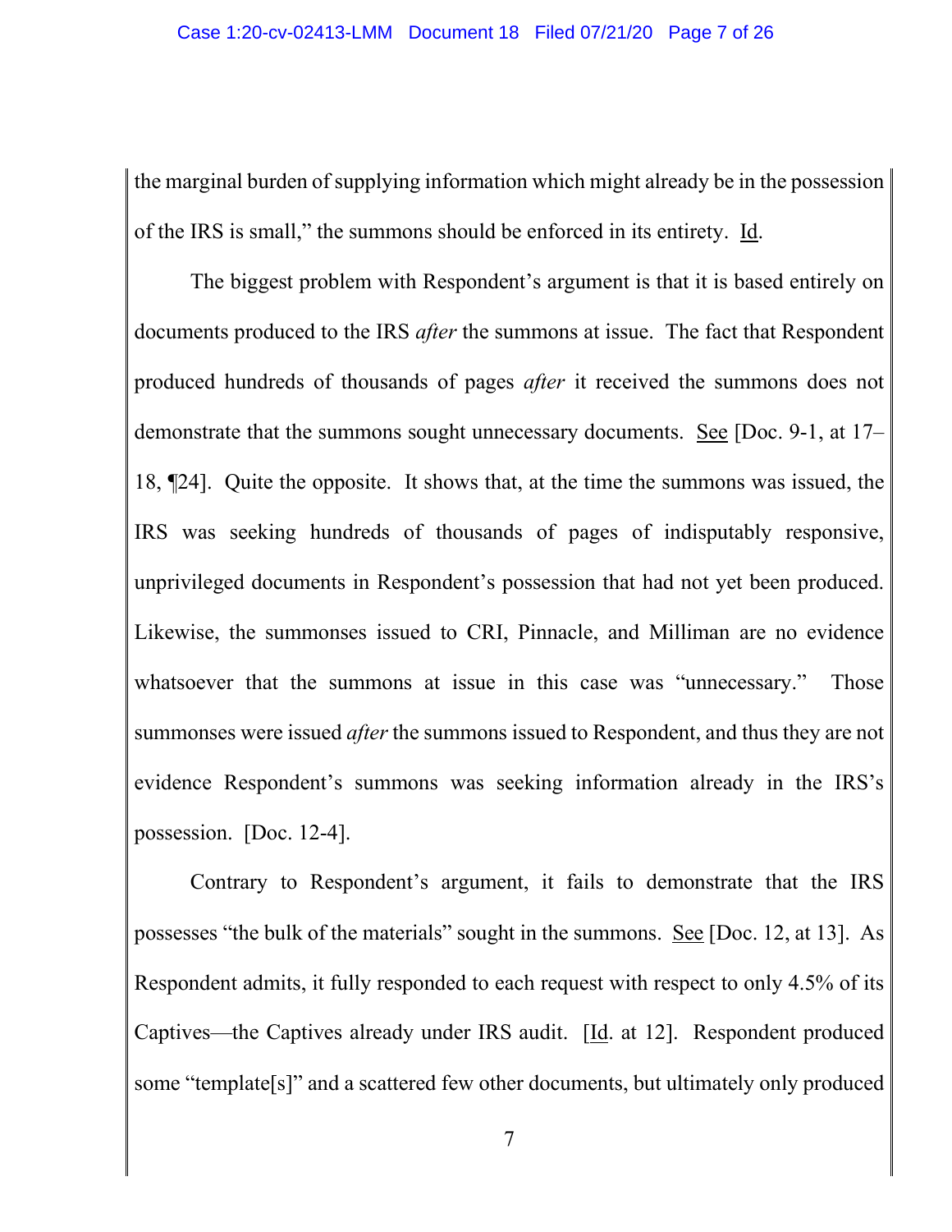the marginal burden of supplying information which might already be in the possession of the IRS is small," the summons should be enforced in its entirety. Id.

The biggest problem with Respondent's argument is that it is based entirely on documents produced to the IRS *after* the summons at issue. The fact that Respondent produced hundreds of thousands of pages *after* it received the summons does not demonstrate that the summons sought unnecessary documents. See [Doc. 9-1, at 17–18, ¶24]. Quite the opposite. It shows that, at the time the summons was issued, the IRS was seeking hundreds of thousands of pages of indisputably responsive, unprivileged documents in Respondent's possession that had not yet been produced. Likewise, the summonses issued to CRI, Pinnacle, and Milliman are no evidence whatsoever that the summons at issue in this case was "unnecessary." Those summonses were issued *after* the summons issued to Respondent, and thus they are not evidence Respondent's summons was seeking information already in the IRS's possession. [Doc. 12-4].

Contrary to Respondent's argument, it fails to demonstrate that the IRS possesses "the bulk of the materials" sought in the summons. See [Doc. 12, at 13]. As Respondent admits, it fully responded to each request with respect to only 4.5% of its Captives—the Captives already under IRS audit. [Id. at 12]. Respondent produced some "template[s]" and a scattered few other documents, but ultimately only produced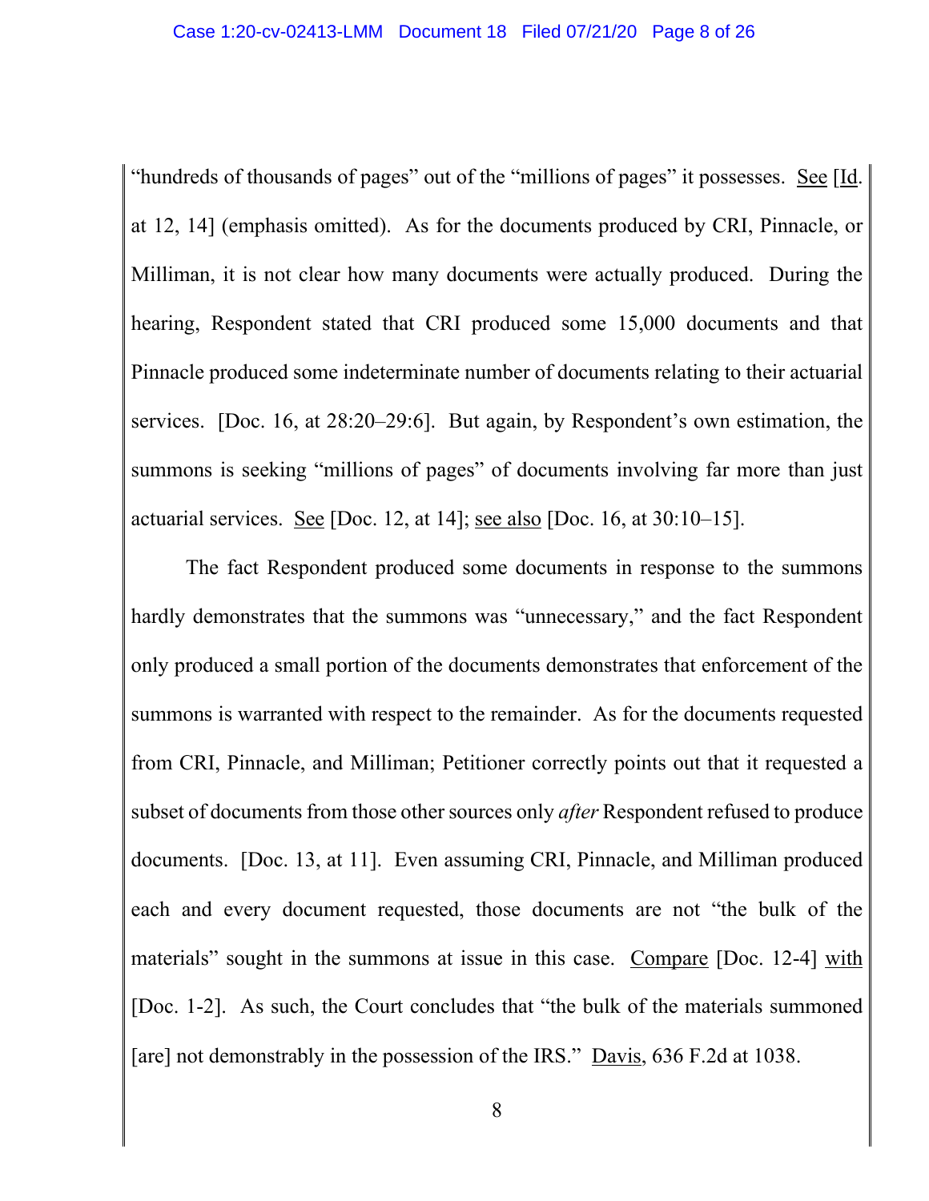"hundreds of thousands of pages" out of the "millions of pages" it possesses. See [Id. at 12, 14] (emphasis omitted). As for the documents produced by CRI, Pinnacle, or Milliman, it is not clear how many documents were actually produced. During the hearing, Respondent stated that CRI produced some 15,000 documents and that Pinnacle produced some indeterminate number of documents relating to their actuarial services. [Doc. 16, at 28:20–29:6]. But again, by Respondent's own estimation, the summons is seeking "millions of pages" of documents involving far more than just actuarial services. See [Doc. 12, at 14]; see also [Doc. 16, at 30:10–15].

The fact Respondent produced some documents in response to the summons hardly demonstrates that the summons was "unnecessary," and the fact Respondent only produced a small portion of the documents demonstrates that enforcement of the summons is warranted with respect to the remainder. As for the documents requested from CRI, Pinnacle, and Milliman; Petitioner correctly points out that it requested a subset of documents from those other sources only *after* Respondent refused to produce documents. [Doc. 13, at 11]. Even assuming CRI, Pinnacle, and Milliman produced each and every document requested, those documents are not "the bulk of the materials" sought in the summons at issue in this case. Compare [Doc. 12-4] with [Doc. 1-2]. As such, the Court concludes that "the bulk of the materials summoned [are] not demonstrably in the possession of the IRS." Davis, 636 F.2d at 1038.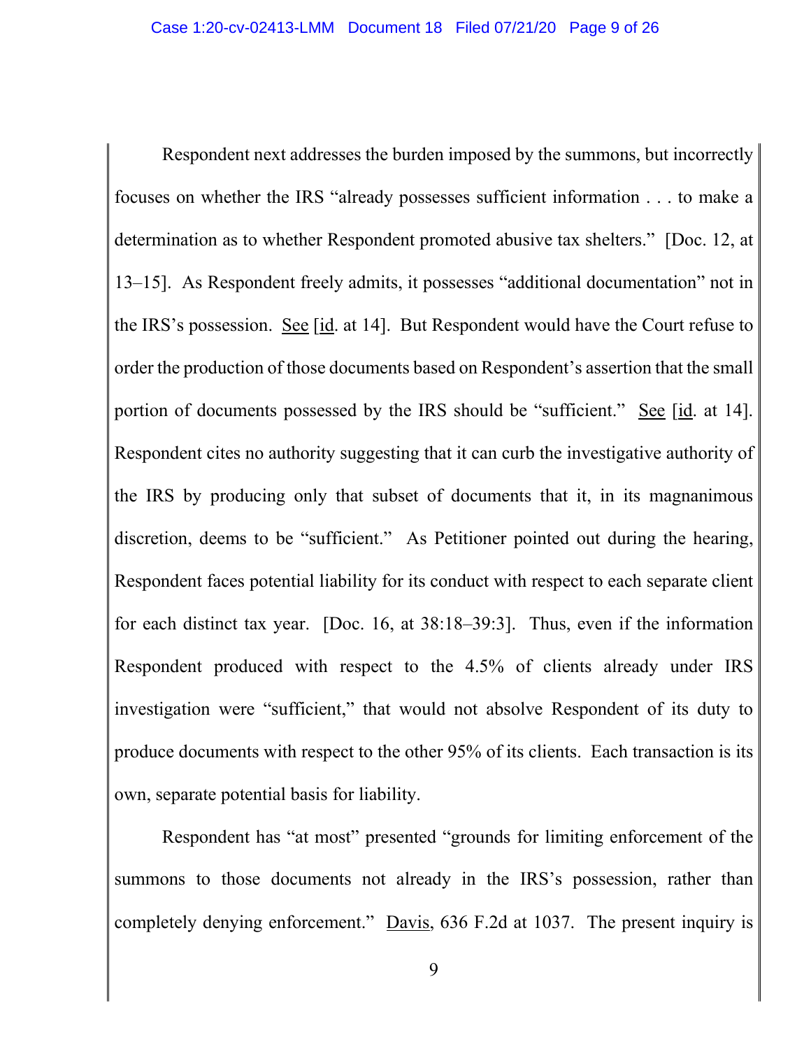Respondent next addresses the burden imposed by the summons, but incorrectly focuses on whether the IRS "already possesses sufficient information . . . to make a determination as to whether Respondent promoted abusive tax shelters." [Doc. 12, at 13–15]. As Respondent freely admits, it possesses "additional documentation" not in the IRS's possession. See [id. at 14]. But Respondent would have the Court refuse to order the production of those documents based on Respondent's assertion that the small portion of documents possessed by the IRS should be "sufficient." See [id. at 14]. Respondent cites no authority suggesting that it can curb the investigative authority of the IRS by producing only that subset of documents that it, in its magnanimous discretion, deems to be "sufficient." As Petitioner pointed out during the hearing, Respondent faces potential liability for its conduct with respect to each separate client for each distinct tax year. [Doc. 16, at 38:18–39:3]. Thus, even if the information Respondent produced with respect to the 4.5% of clients already under IRS investigation were "sufficient," that would not absolve Respondent of its duty to produce documents with respect to the other 95% of its clients. Each transaction is its own, separate potential basis for liability.

Respondent has "at most" presented "grounds for limiting enforcement of the summons to those documents not already in the IRS's possession, rather than completely denying enforcement." Davis, 636 F.2d at 1037. The present inquiry is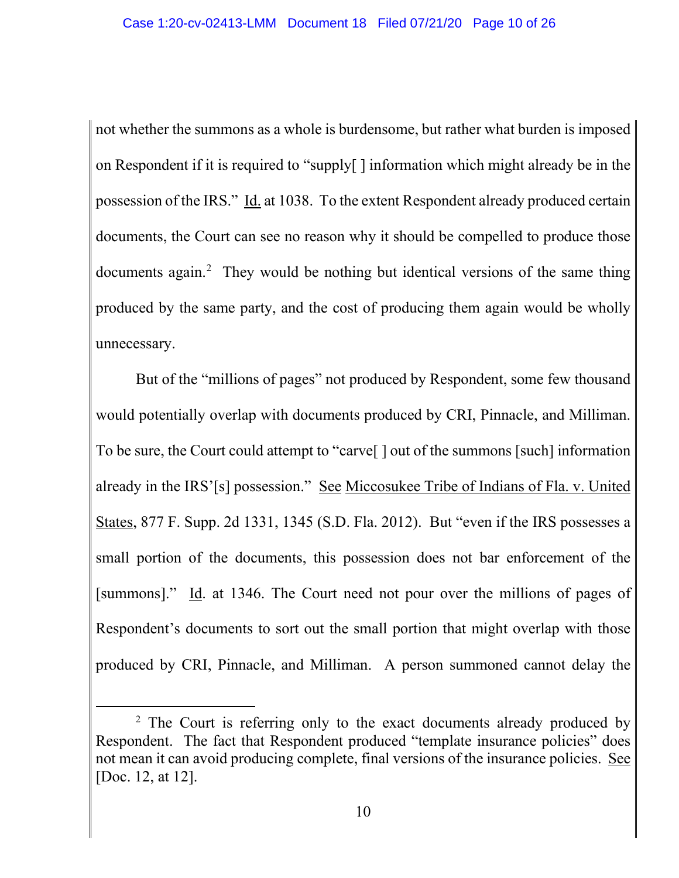not whether the summons as a whole is burdensome, but rather what burden is imposed on Respondent if it is required to "supply[ ] information which might already be in the possession of the IRS." Id. at 1038. To the extent Respondent already produced certain documents, the Court can see no reason why it should be compelled to produce those documents again.[2] They would be nothing but identical versions of the same thing produced by the same party, and the cost of producing them again would be wholly unnecessary.

But of the "millions of pages" not produced by Respondent, some few thousand would potentially overlap with documents produced by CRI, Pinnacle, and Milliman. To be sure, the Court could attempt to "carve[ ] out of the summons [such] information already in the IRS'[s] possession." See Miccosukee Tribe of Indians of Fla. v. United States, 877 F. Supp. 2d 1331, 1345 (S.D. Fla. 2012). But "even if the IRS possesses a small portion of the documents, this possession does not bar enforcement of the [summons]." Id. at 1346. The Court need not pour over the millions of pages of Respondent's documents to sort out the small portion that might overlap with those produced by CRI, Pinnacle, and Milliman. A person summoned cannot delay the

---

[2] The Court is referring only to the exact documents already produced by Respondent. The fact that Respondent produced "template insurance policies" does not mean it can avoid producing complete, final versions of the insurance policies. See [Doc. 12, at 12].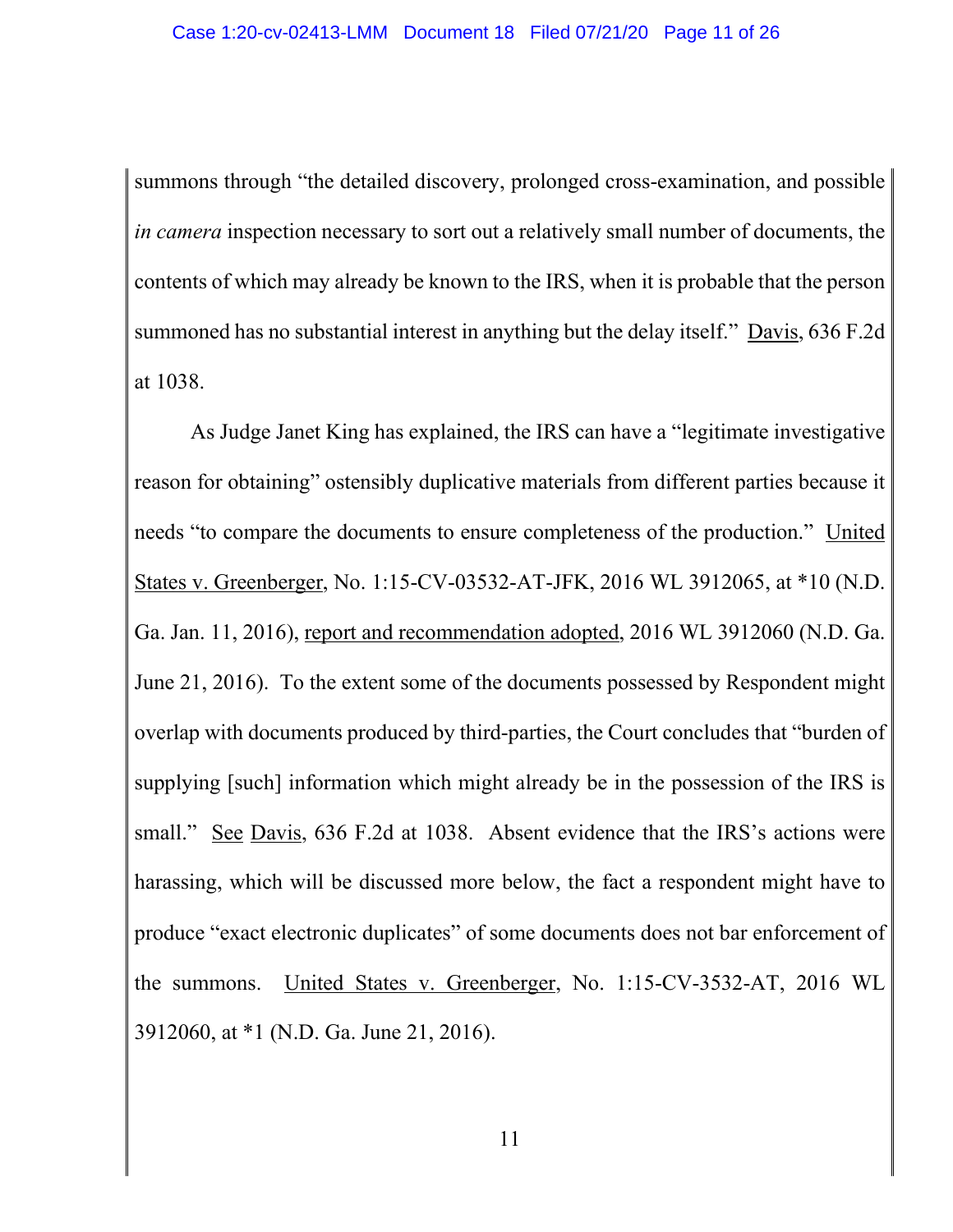summons through "the detailed discovery, prolonged cross-examination, and possible *in camera* inspection necessary to sort out a relatively small number of documents, the contents of which may already be known to the IRS, when it is probable that the person summoned has no substantial interest in anything but the delay itself." Davis, 636 F.2d at 1038.

As Judge Janet King has explained, the IRS can have a "legitimate investigative reason for obtaining" ostensibly duplicative materials from different parties because it needs "to compare the documents to ensure completeness of the production." United States v. Greenberger, No. 1:15-CV-03532-AT-JFK, 2016 WL 3912065, at *10 (N.D. Ga. Jan. 11, 2016), report and recommendation adopted, 2016 WL 3912060 (N.D. Ga. June 21, 2016). To the extent some of the documents possessed by Respondent might overlap with documents produced by third-parties, the Court concludes that "burden of supplying [such] information which might already be in the possession of the IRS is small." See Davis, 636 F.2d at 1038. Absent evidence that the IRS's actions were harassing, which will be discussed more below, the fact a respondent might have to produce "exact electronic duplicates" of some documents does not bar enforcement of the summons. United States v. Greenberger, No. 1:15-CV-3532-AT, 2016 WL 3912060, at *1 (N.D. Ga. June 21, 2016).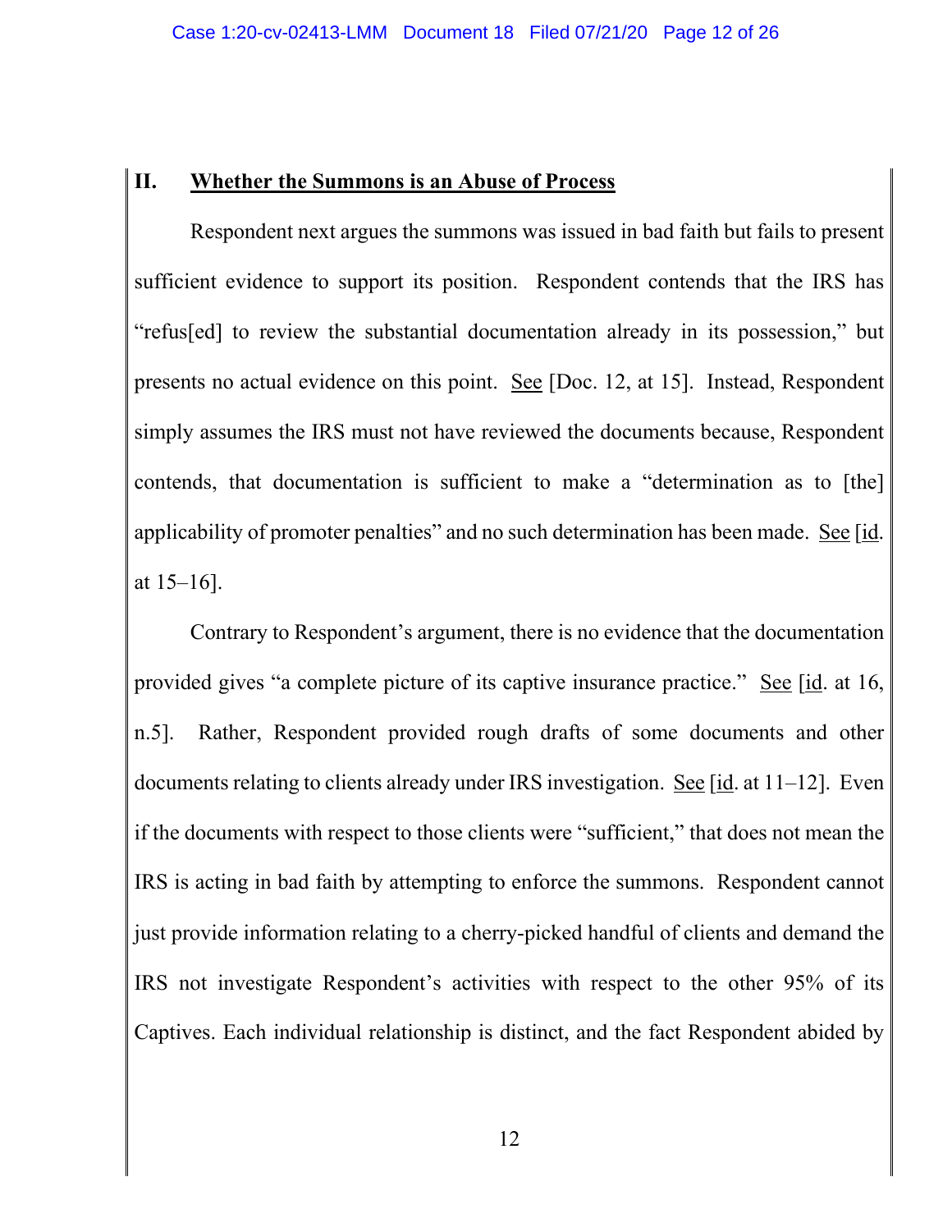## II. <u>Whether the Summons is an Abuse of Process</u>

Respondent next argues the summons was issued in bad faith but fails to present sufficient evidence to support its position. Respondent contends that the IRS has "refus[ed] to review the substantial documentation already in its possession," but presents no actual evidence on this point. <u>See</u> [Doc. 12, at 15]. Instead, Respondent simply assumes the IRS must not have reviewed the documents because, Respondent contends, that documentation is sufficient to make a "determination as to [the] applicability of promoter penalties" and no such determination has been made. <u>See</u> [<u>id</u>. at 15–16].

Contrary to Respondent's argument, there is no evidence that the documentation provided gives "a complete picture of its captive insurance practice." <u>See</u> [<u>id</u>. at 16, n.5]. Rather, Respondent provided rough drafts of some documents and other documents relating to clients already under IRS investigation. <u>See</u> [<u>id</u>. at 11–12]. Even if the documents with respect to those clients were "sufficient," that does not mean the IRS is acting in bad faith by attempting to enforce the summons. Respondent cannot just provide information relating to a cherry-picked handful of clients and demand the IRS not investigate Respondent's activities with respect to the other 95% of its Captives. Each individual relationship is distinct, and the fact Respondent abided by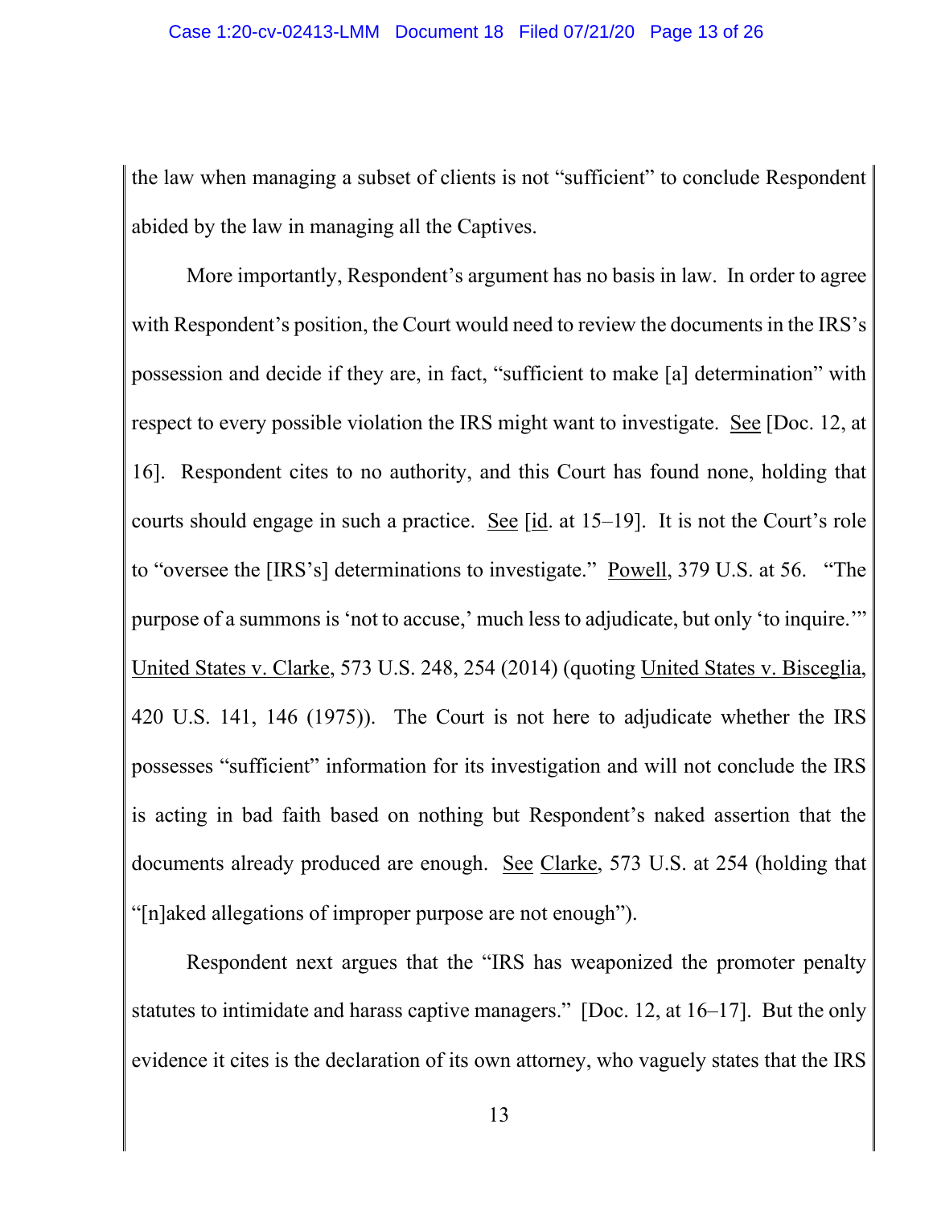the law when managing a subset of clients is not "sufficient" to conclude Respondent abided by the law in managing all the Captives.

More importantly, Respondent's argument has no basis in law. In order to agree with Respondent's position, the Court would need to review the documents in the IRS's possession and decide if they are, in fact, "sufficient to make [a] determination" with respect to every possible violation the IRS might want to investigate. See [Doc. 12, at 16]. Respondent cites to no authority, and this Court has found none, holding that courts should engage in such a practice. See [id. at 15–19]. It is not the Court's role to "oversee the [IRS's] determinations to investigate." Powell, 379 U.S. at 56. "The purpose of a summons is 'not to accuse,' much less to adjudicate, but only 'to inquire.'" United States v. Clarke, 573 U.S. 248, 254 (2014) (quoting United States v. Bisceglia, 420 U.S. 141, 146 (1975)). The Court is not here to adjudicate whether the IRS possesses "sufficient" information for its investigation and will not conclude the IRS is acting in bad faith based on nothing but Respondent's naked assertion that the documents already produced are enough. See Clarke, 573 U.S. at 254 (holding that "[n]aked allegations of improper purpose are not enough").

Respondent next argues that the "IRS has weaponized the promoter penalty statutes to intimidate and harass captive managers." [Doc. 12, at 16–17]. But the only evidence it cites is the declaration of its own attorney, who vaguely states that the IRS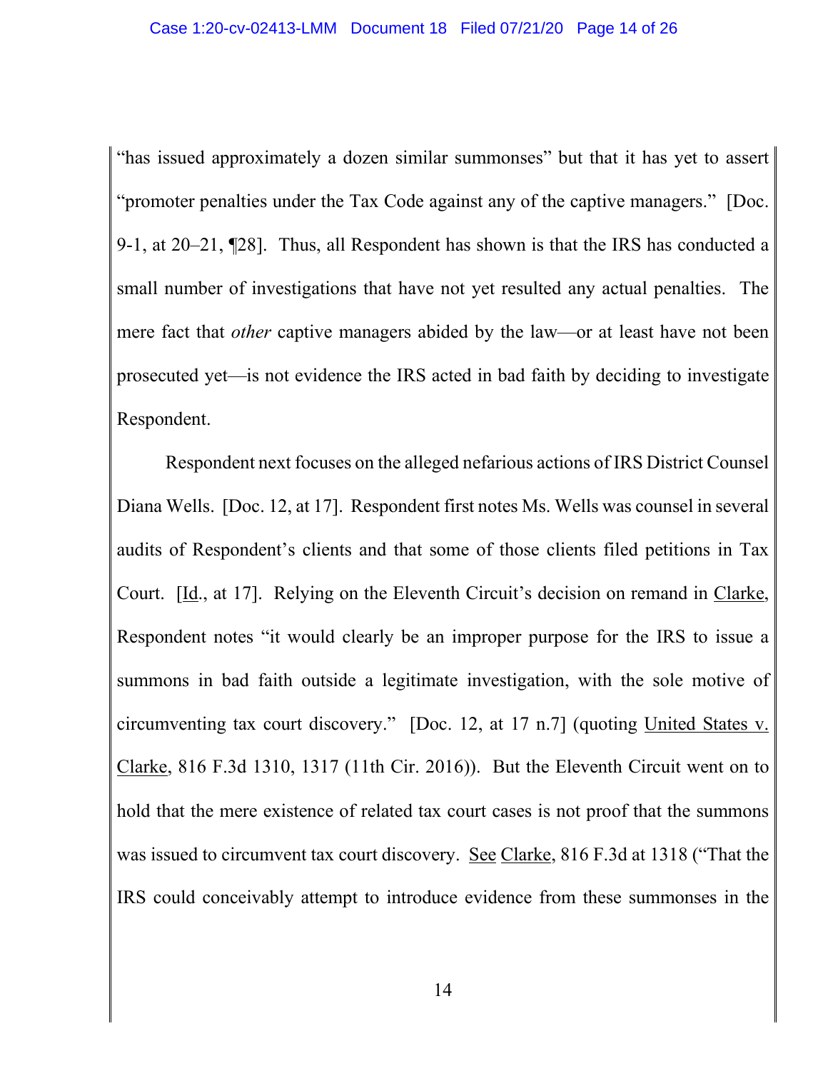"has issued approximately a dozen similar summonses" but that it has yet to assert "promoter penalties under the Tax Code against any of the captive managers." [Doc. 9-1, at 20–21, ¶28]. Thus, all Respondent has shown is that the IRS has conducted a small number of investigations that have not yet resulted any actual penalties. The mere fact that *other* captive managers abided by the law—or at least have not been prosecuted yet—is not evidence the IRS acted in bad faith by deciding to investigate Respondent.

Respondent next focuses on the alleged nefarious actions of IRS District Counsel Diana Wells. [Doc. 12, at 17]. Respondent first notes Ms. Wells was counsel in several audits of Respondent's clients and that some of those clients filed petitions in Tax Court. [Id., at 17]. Relying on the Eleventh Circuit's decision on remand in Clarke, Respondent notes "it would clearly be an improper purpose for the IRS to issue a summons in bad faith outside a legitimate investigation, with the sole motive of circumventing tax court discovery." [Doc. 12, at 17 n.7] (quoting United States v. Clarke, 816 F.3d 1310, 1317 (11th Cir. 2016)). But the Eleventh Circuit went on to hold that the mere existence of related tax court cases is not proof that the summons was issued to circumvent tax court discovery. See Clarke, 816 F.3d at 1318 ("That the IRS could conceivably attempt to introduce evidence from these summonses in the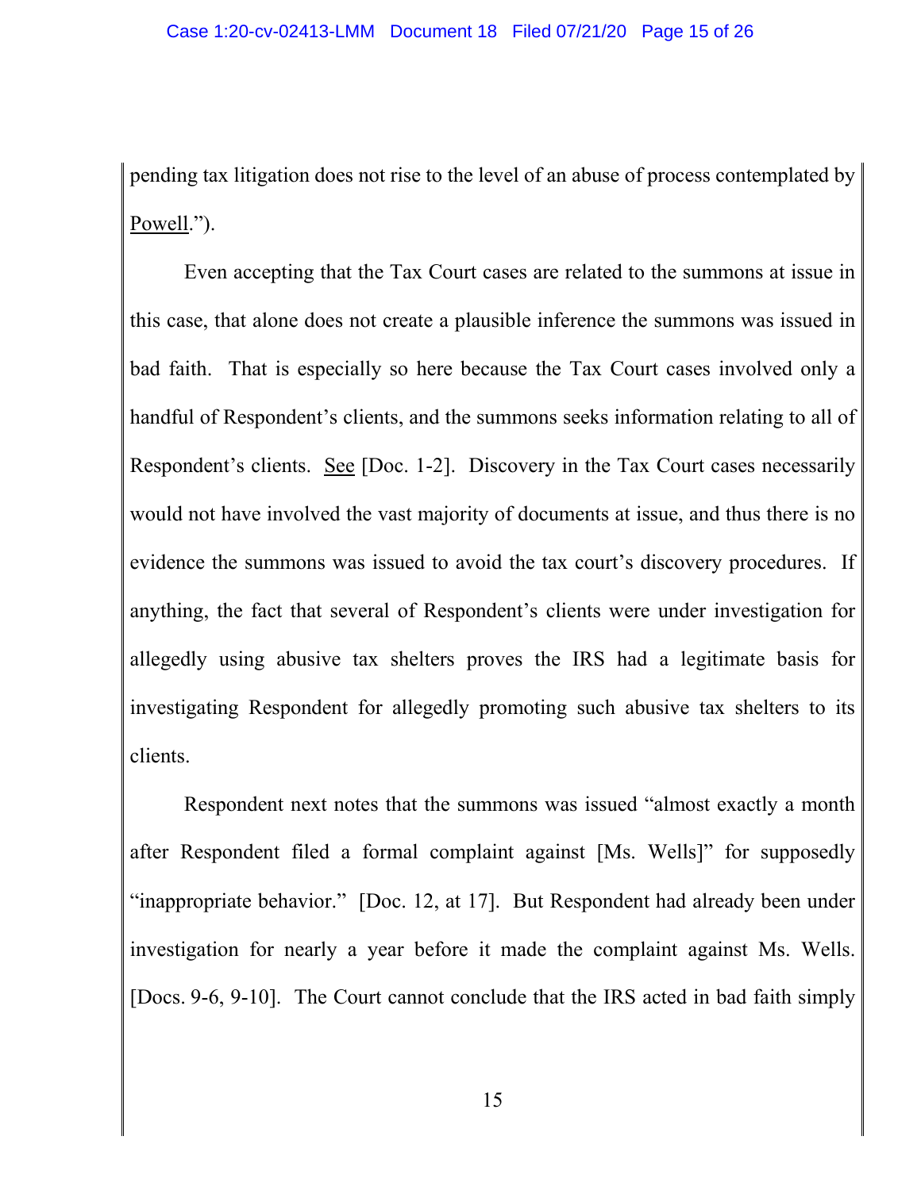pending tax litigation does not rise to the level of an abuse of process contemplated by Powell.").

Even accepting that the Tax Court cases are related to the summons at issue in this case, that alone does not create a plausible inference the summons was issued in bad faith. That is especially so here because the Tax Court cases involved only a handful of Respondent's clients, and the summons seeks information relating to all of Respondent's clients. See [Doc. 1-2]. Discovery in the Tax Court cases necessarily would not have involved the vast majority of documents at issue, and thus there is no evidence the summons was issued to avoid the tax court's discovery procedures. If anything, the fact that several of Respondent's clients were under investigation for allegedly using abusive tax shelters proves the IRS had a legitimate basis for investigating Respondent for allegedly promoting such abusive tax shelters to its clients.

Respondent next notes that the summons was issued "almost exactly a month after Respondent filed a formal complaint against [Ms. Wells]" for supposedly "inappropriate behavior." [Doc. 12, at 17]. But Respondent had already been under investigation for nearly a year before it made the complaint against Ms. Wells. [Docs. 9-6, 9-10]. The Court cannot conclude that the IRS acted in bad faith simply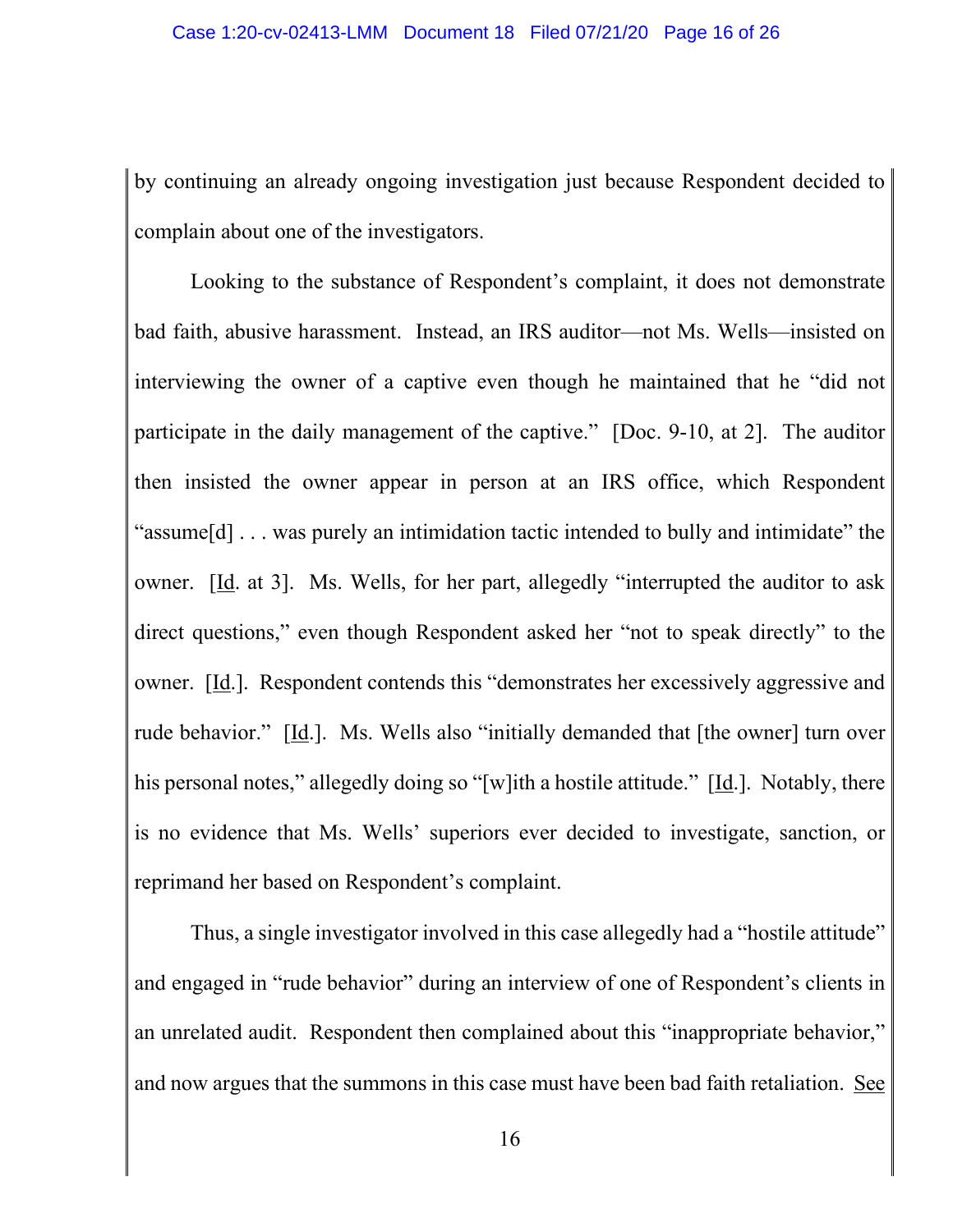by continuing an already ongoing investigation just because Respondent decided to complain about one of the investigators.

Looking to the substance of Respondent's complaint, it does not demonstrate bad faith, abusive harassment. Instead, an IRS auditor—not Ms. Wells—insisted on interviewing the owner of a captive even though he maintained that he "did not participate in the daily management of the captive." [Doc. 9-10, at 2]. The auditor then insisted the owner appear in person at an IRS office, which Respondent "assume[d] . . . was purely an intimidation tactic intended to bully and intimidate" the owner. [Id. at 3]. Ms. Wells, for her part, allegedly "interrupted the auditor to ask direct questions," even though Respondent asked her "not to speak directly" to the owner. [Id.]. Respondent contends this "demonstrates her excessively aggressive and rude behavior." [Id.]. Ms. Wells also "initially demanded that [the owner] turn over his personal notes," allegedly doing so "[w]ith a hostile attitude." [Id.]. Notably, there is no evidence that Ms. Wells' superiors ever decided to investigate, sanction, or reprimand her based on Respondent's complaint.

Thus, a single investigator involved in this case allegedly had a "hostile attitude" and engaged in "rude behavior" during an interview of one of Respondent's clients in an unrelated audit. Respondent then complained about this "inappropriate behavior," and now argues that the summons in this case must have been bad faith retaliation. See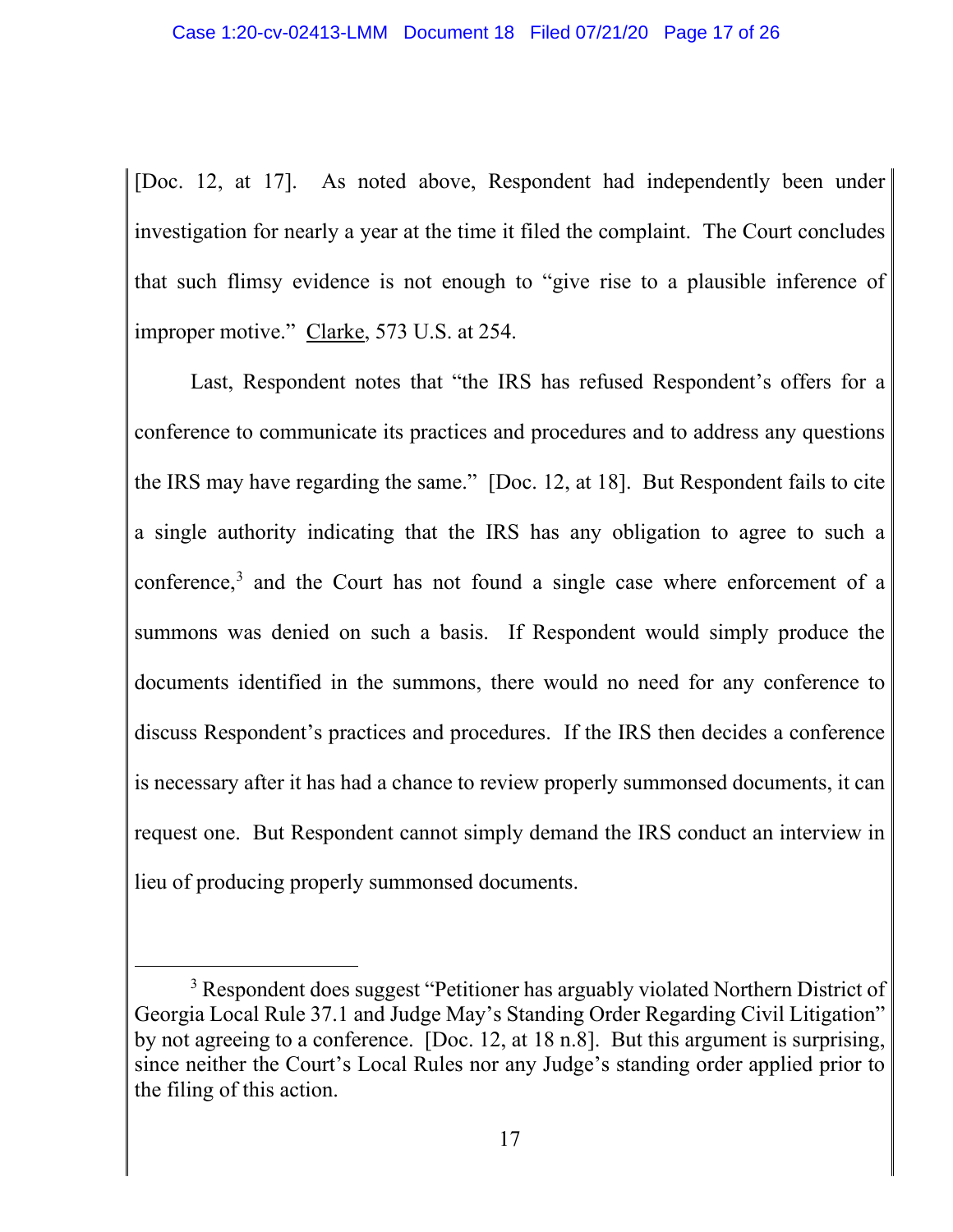[Doc. 12, at 17]. As noted above, Respondent had independently been under investigation for nearly a year at the time it filed the complaint. The Court concludes that such flimsy evidence is not enough to "give rise to a plausible inference of improper motive." Clarke, 573 U.S. at 254.

Last, Respondent notes that "the IRS has refused Respondent's offers for a conference to communicate its practices and procedures and to address any questions the IRS may have regarding the same." [Doc. 12, at 18]. But Respondent fails to cite a single authority indicating that the IRS has any obligation to agree to such a conference,[3] and the Court has not found a single case where enforcement of a summons was denied on such a basis. If Respondent would simply produce the documents identified in the summons, there would no need for any conference to discuss Respondent's practices and procedures. If the IRS then decides a conference is necessary after it has had a chance to review properly summonsed documents, it can request one. But Respondent cannot simply demand the IRS conduct an interview in lieu of producing properly summonsed documents.

---

[3] Respondent does suggest "Petitioner has arguably violated Northern District of Georgia Local Rule 37.1 and Judge May's Standing Order Regarding Civil Litigation" by not agreeing to a conference. [Doc. 12, at 18 n.8]. But this argument is surprising, since neither the Court's Local Rules nor any Judge's standing order applied prior to the filing of this action.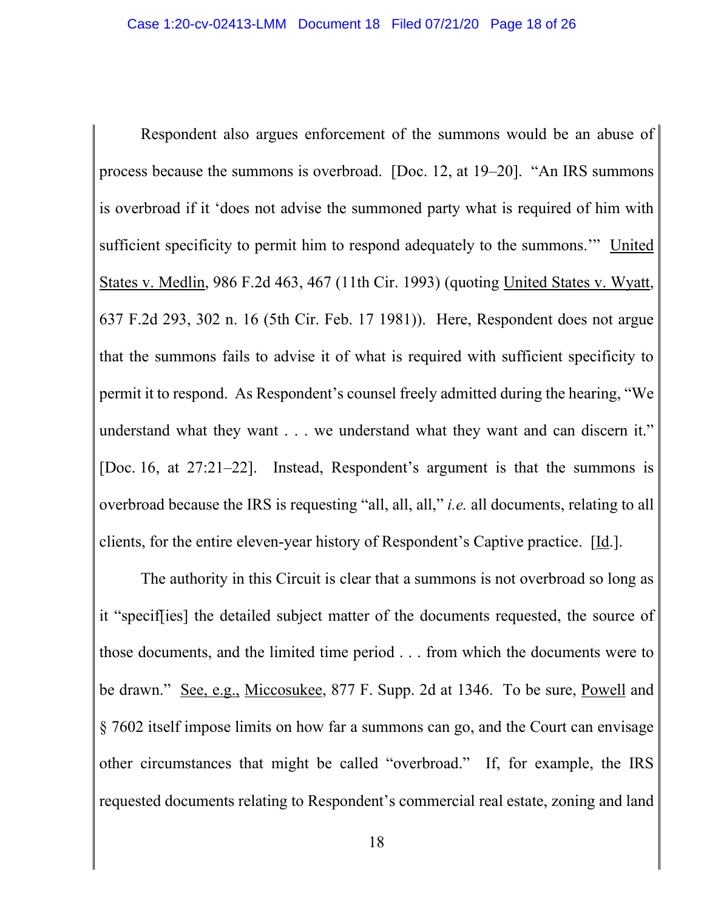Respondent also argues enforcement of the summons would be an abuse of process because the summons is overbroad. [Doc. 12, at 19–20]. "An IRS summons is overbroad if it 'does not advise the summoned party what is required of him with sufficient specificity to permit him to respond adequately to the summons.'" United States v. Medlin, 986 F.2d 463, 467 (11th Cir. 1993) (quoting United States v. Wyatt, 637 F.2d 293, 302 n. 16 (5th Cir. Feb. 17 1981)). Here, Respondent does not argue that the summons fails to advise it of what is required with sufficient specificity to permit it to respond. As Respondent's counsel freely admitted during the hearing, "We understand what they want . . . we understand what they want and can discern it." [Doc. 16, at 27:21–22]. Instead, Respondent's argument is that the summons is overbroad because the IRS is requesting "all, all, all," *i.e.* all documents, relating to all clients, for the entire eleven-year history of Respondent's Captive practice. [Id.].

The authority in this Circuit is clear that a summons is not overbroad so long as it "specif[ies] the detailed subject matter of the documents requested, the source of those documents, and the limited time period . . . from which the documents were to be drawn." See, e.g., Miccosukee, 877 F. Supp. 2d at 1346. To be sure, Powell and § 7602 itself impose limits on how far a summons can go, and the Court can envisage other circumstances that might be called "overbroad." If, for example, the IRS requested documents relating to Respondent's commercial real estate, zoning and land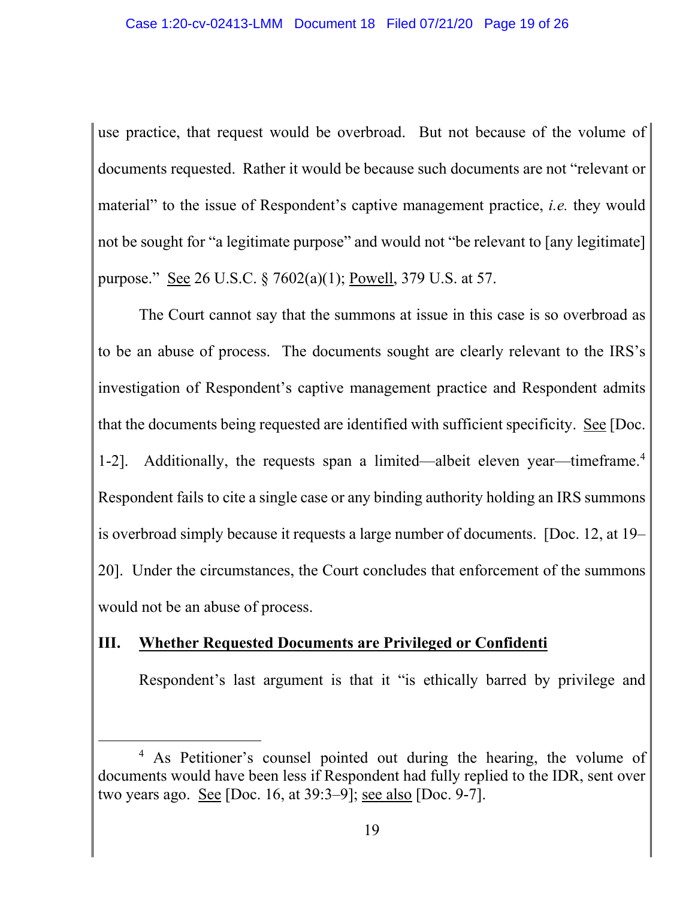use practice, that request would be overbroad. But not because of the volume of documents requested. Rather it would be because such documents are not "relevant or material" to the issue of Respondent's captive management practice, *i.e.* they would not be sought for "a legitimate purpose" and would not "be relevant to [any legitimate] purpose." See 26 U.S.C. § 7602(a)(1); Powell, 379 U.S. at 57.

The Court cannot say that the summons at issue in this case is so overbroad as to be an abuse of process. The documents sought are clearly relevant to the IRS's investigation of Respondent's captive management practice and Respondent admits that the documents being requested are identified with sufficient specificity. See [Doc. 1-2]. Additionally, the requests span a limited—albeit eleven year—timeframe.[4] Respondent fails to cite a single case or any binding authority holding an IRS summons is overbroad simply because it requests a large number of documents. [Doc. 12, at 19–20]. Under the circumstances, the Court concludes that enforcement of the summons would not be an abuse of process.

## III. Whether Requested Documents are Privileged or Confidenti

Respondent's last argument is that it "is ethically barred by privilege and

---

[4] As Petitioner's counsel pointed out during the hearing, the volume of documents would have been less if Respondent had fully replied to the IDR, sent over two years ago. See [Doc. 16, at 39:3–9]; see also [Doc. 9-7].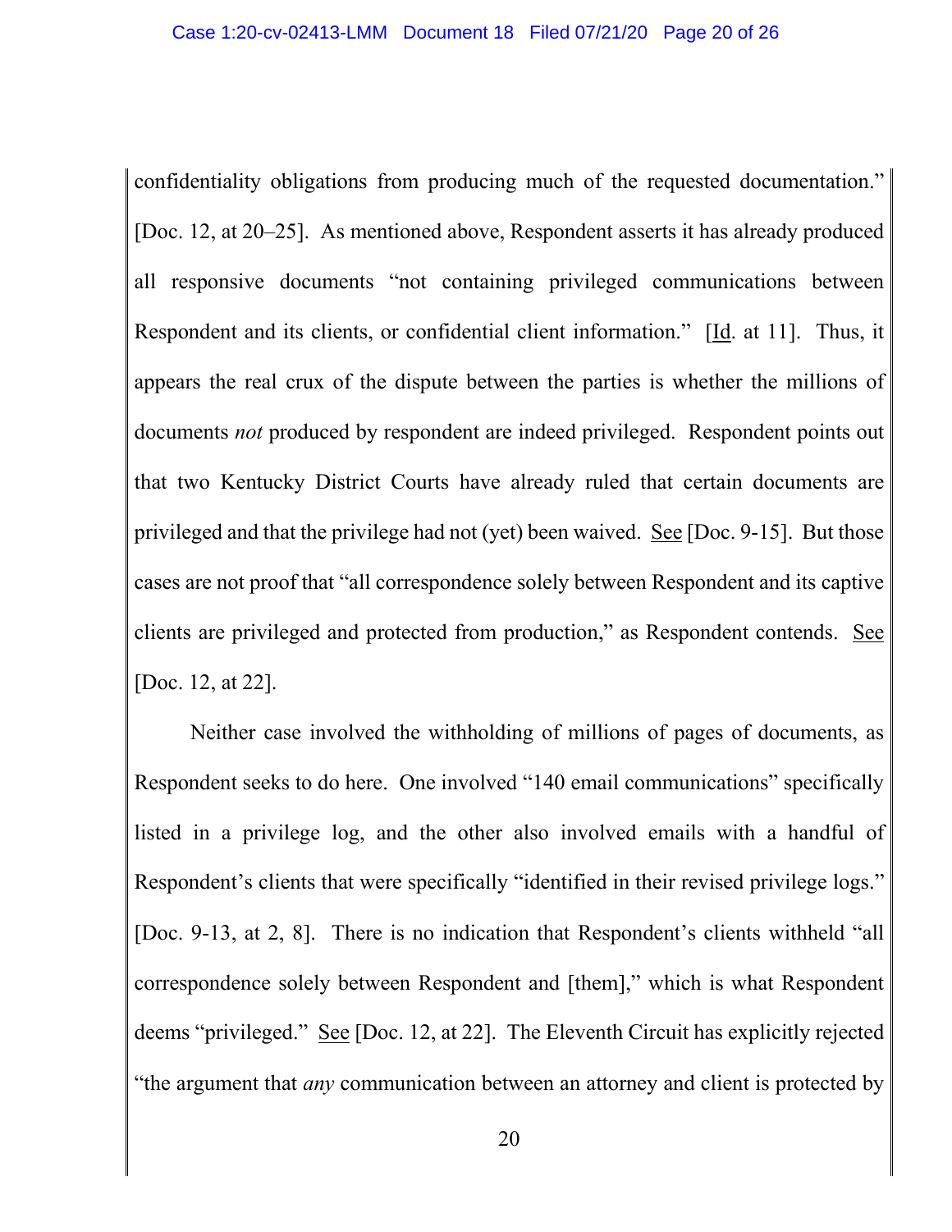confidentiality obligations from producing much of the requested documentation." [Doc. 12, at 20–25]. As mentioned above, Respondent asserts it has already produced all responsive documents "not containing privileged communications between Respondent and its clients, or confidential client information." [Id. at 11]. Thus, it appears the real crux of the dispute between the parties is whether the millions of documents *not* produced by respondent are indeed privileged. Respondent points out that two Kentucky District Courts have already ruled that certain documents are privileged and that the privilege had not (yet) been waived. See [Doc. 9-15]. But those cases are not proof that "all correspondence solely between Respondent and its captive clients are privileged and protected from production," as Respondent contends. See [Doc. 12, at 22].

Neither case involved the withholding of millions of pages of documents, as Respondent seeks to do here. One involved "140 email communications" specifically listed in a privilege log, and the other also involved emails with a handful of Respondent's clients that were specifically "identified in their revised privilege logs." [Doc. 9-13, at 2, 8]. There is no indication that Respondent's clients withheld "all correspondence solely between Respondent and [them]," which is what Respondent deems "privileged." See [Doc. 12, at 22]. The Eleventh Circuit has explicitly rejected "the argument that *any* communication between an attorney and client is protected by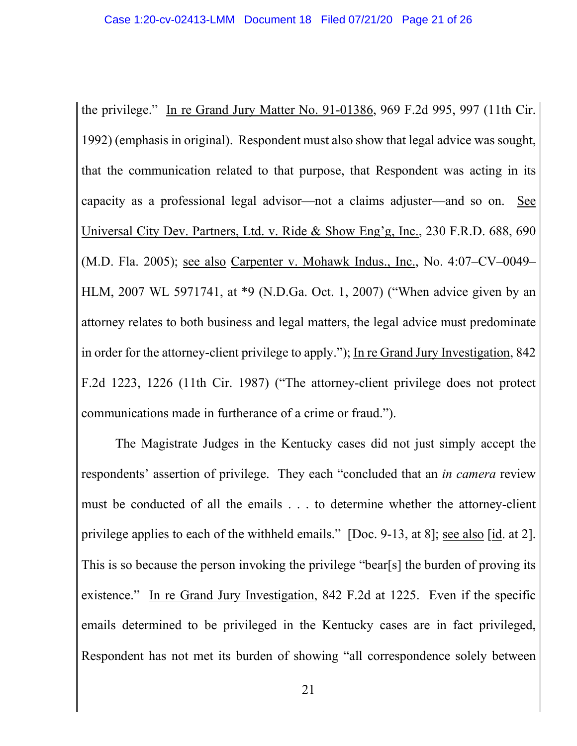the privilege." In re Grand Jury Matter No. 91-01386, 969 F.2d 995, 997 (11th Cir. 1992) (emphasis in original). Respondent must also show that legal advice was sought, that the communication related to that purpose, that Respondent was acting in its capacity as a professional legal advisor—not a claims adjuster—and so on. See Universal City Dev. Partners, Ltd. v. Ride & Show Eng'g, Inc., 230 F.R.D. 688, 690 (M.D. Fla. 2005); see also Carpenter v. Mohawk Indus., Inc., No. 4:07–CV–0049–HLM, 2007 WL 5971741, at *9 (N.D.Ga. Oct. 1, 2007) ("When advice given by an attorney relates to both business and legal matters, the legal advice must predominate in order for the attorney-client privilege to apply."); In re Grand Jury Investigation, 842 F.2d 1223, 1226 (11th Cir. 1987) ("The attorney-client privilege does not protect communications made in furtherance of a crime or fraud.").

The Magistrate Judges in the Kentucky cases did not just simply accept the respondents' assertion of privilege. They each "concluded that an *in camera* review must be conducted of all the emails . . . to determine whether the attorney-client privilege applies to each of the withheld emails." [Doc. 9-13, at 8]; see also [id. at 2]. This is so because the person invoking the privilege "bear[s] the burden of proving its existence." In re Grand Jury Investigation, 842 F.2d at 1225. Even if the specific emails determined to be privileged in the Kentucky cases are in fact privileged, Respondent has not met its burden of showing "all correspondence solely between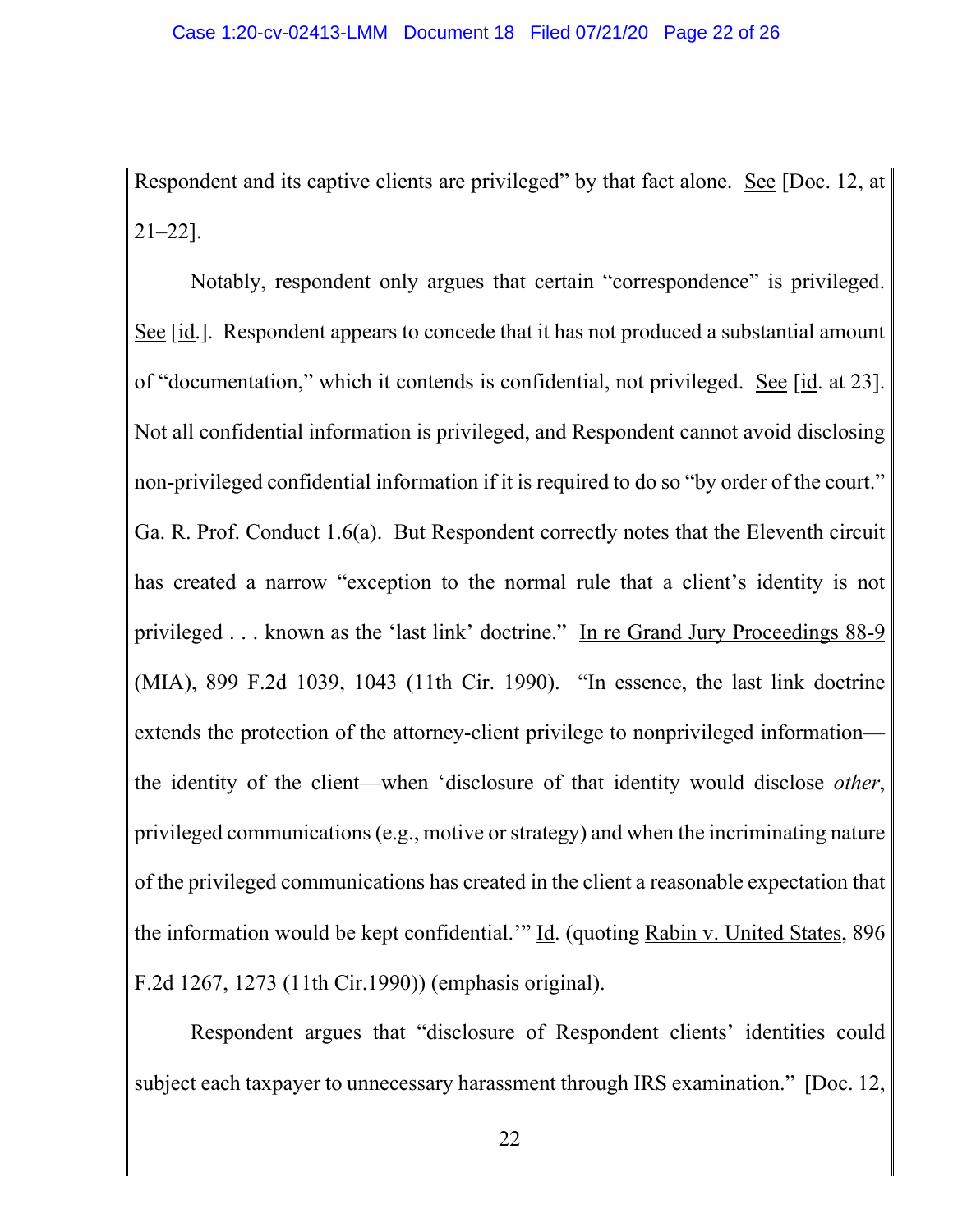Respondent and its captive clients are privileged" by that fact alone. See [Doc. 12, at 21–22].

Notably, respondent only argues that certain "correspondence" is privileged. See [id.]. Respondent appears to concede that it has not produced a substantial amount of "documentation," which it contends is confidential, not privileged. See [id. at 23]. Not all confidential information is privileged, and Respondent cannot avoid disclosing non-privileged confidential information if it is required to do so "by order of the court." Ga. R. Prof. Conduct 1.6(a). But Respondent correctly notes that the Eleventh circuit has created a narrow "exception to the normal rule that a client's identity is not privileged . . . known as the 'last link' doctrine." In re Grand Jury Proceedings 88-9 (MIA), 899 F.2d 1039, 1043 (11th Cir. 1990). "In essence, the last link doctrine extends the protection of the attorney-client privilege to nonprivileged information—the identity of the client—when 'disclosure of that identity would disclose *other*, privileged communications (e.g., motive or strategy) and when the incriminating nature of the privileged communications has created in the client a reasonable expectation that the information would be kept confidential.'" Id. (quoting Rabin v. United States, 896 F.2d 1267, 1273 (11th Cir.1990)) (emphasis original).

Respondent argues that "disclosure of Respondent clients' identities could subject each taxpayer to unnecessary harassment through IRS examination." [Doc. 12,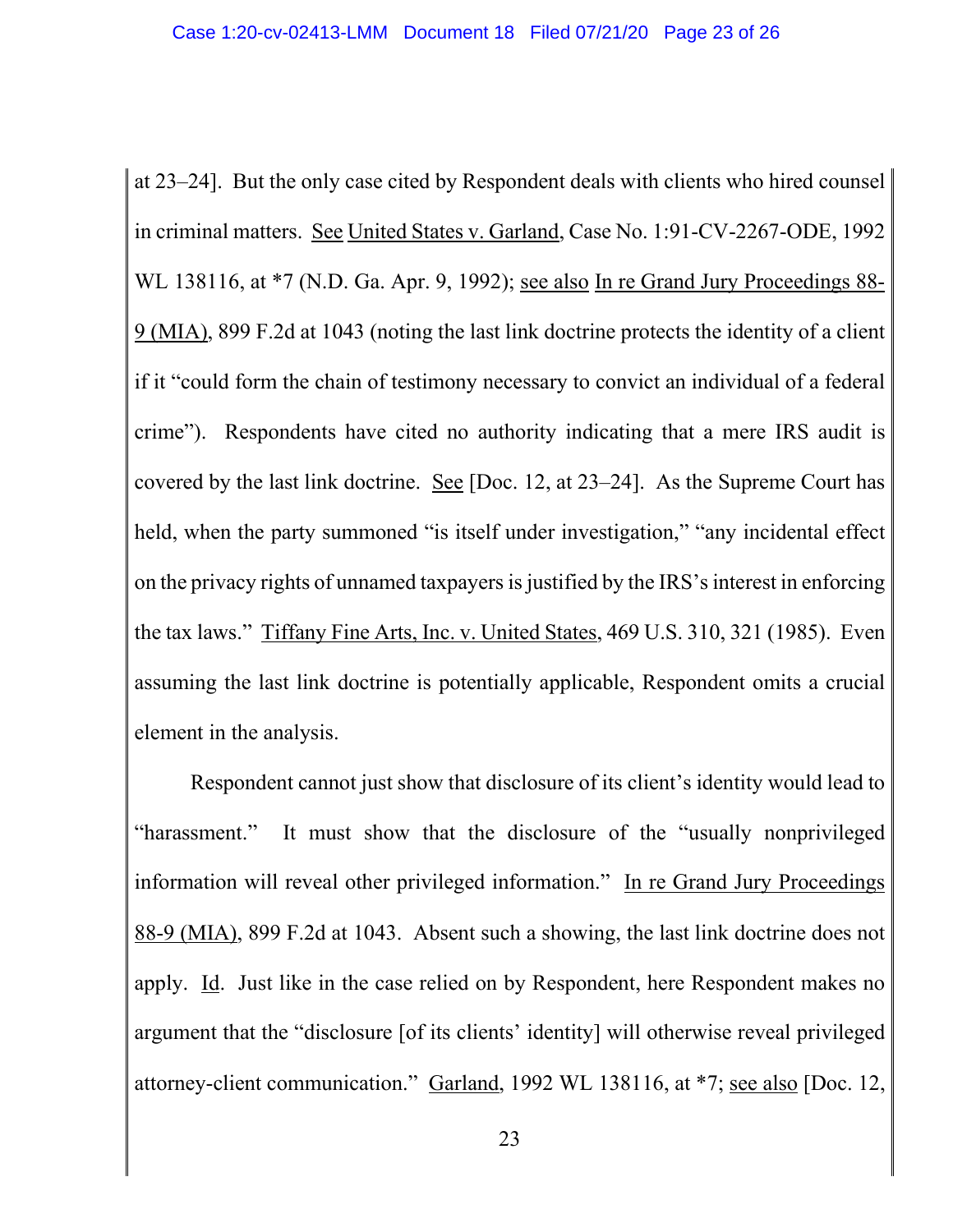at 23–24]. But the only case cited by Respondent deals with clients who hired counsel in criminal matters. See United States v. Garland, Case No. 1:91-CV-2267-ODE, 1992 WL 138116, at *7 (N.D. Ga. Apr. 9, 1992); see also In re Grand Jury Proceedings 88-9 (MIA), 899 F.2d at 1043 (noting the last link doctrine protects the identity of a client if it "could form the chain of testimony necessary to convict an individual of a federal crime"). Respondents have cited no authority indicating that a mere IRS audit is covered by the last link doctrine. See [Doc. 12, at 23–24]. As the Supreme Court has held, when the party summoned "is itself under investigation," "any incidental effect on the privacy rights of unnamed taxpayers is justified by the IRS's interest in enforcing the tax laws." Tiffany Fine Arts, Inc. v. United States, 469 U.S. 310, 321 (1985). Even assuming the last link doctrine is potentially applicable, Respondent omits a crucial element in the analysis.

Respondent cannot just show that disclosure of its client's identity would lead to "harassment." It must show that the disclosure of the "usually nonprivileged information will reveal other privileged information." In re Grand Jury Proceedings 88-9 (MIA), 899 F.2d at 1043. Absent such a showing, the last link doctrine does not apply. Id. Just like in the case relied on by Respondent, here Respondent makes no argument that the "disclosure [of its clients' identity] will otherwise reveal privileged attorney-client communication." Garland, 1992 WL 138116, at *7; see also [Doc. 12,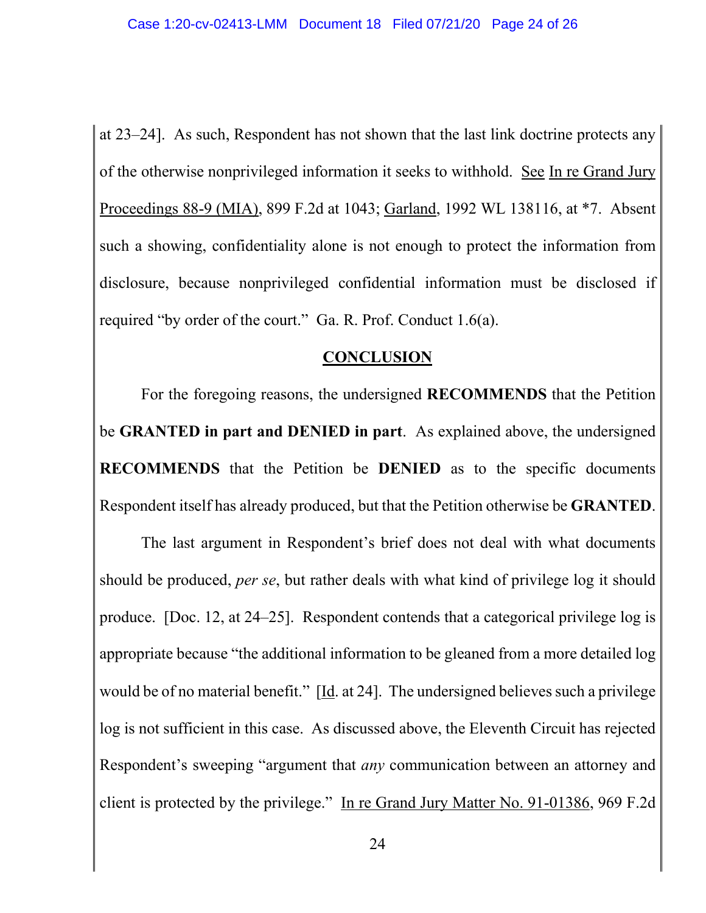at 23–24]. As such, Respondent has not shown that the last link doctrine protects any of the otherwise nonprivileged information it seeks to withhold. See In re Grand Jury Proceedings 88-9 (MIA), 899 F.2d at 1043; Garland, 1992 WL 138116, at *7. Absent such a showing, confidentiality alone is not enough to protect the information from disclosure, because nonprivileged confidential information must be disclosed if required "by order of the court." Ga. R. Prof. Conduct 1.6(a).

## CONCLUSION

For the foregoing reasons, the undersigned **RECOMMENDS** that the Petition be **GRANTED in part and DENIED in part**. As explained above, the undersigned **RECOMMENDS** that the Petition be **DENIED** as to the specific documents Respondent itself has already produced, but that the Petition otherwise be **GRANTED**.

The last argument in Respondent's brief does not deal with what documents should be produced, *per se*, but rather deals with what kind of privilege log it should produce. [Doc. 12, at 24–25]. Respondent contends that a categorical privilege log is appropriate because "the additional information to be gleaned from a more detailed log would be of no material benefit." [Id. at 24]. The undersigned believes such a privilege log is not sufficient in this case. As discussed above, the Eleventh Circuit has rejected Respondent's sweeping "argument that *any* communication between an attorney and client is protected by the privilege." In re Grand Jury Matter No. 91-01386, 969 F.2d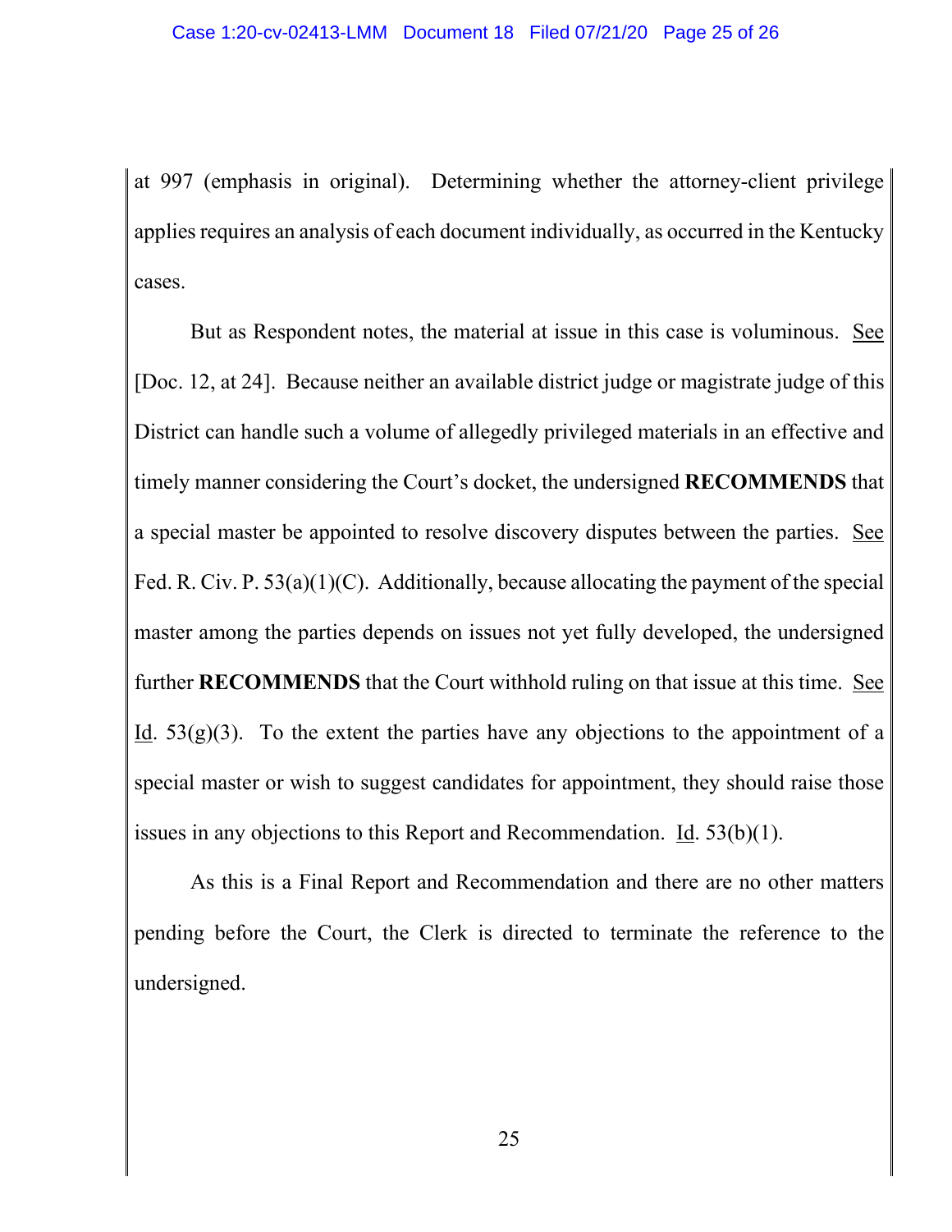at 997 (emphasis in original). Determining whether the attorney-client privilege applies requires an analysis of each document individually, as occurred in the Kentucky cases.

But as Respondent notes, the material at issue in this case is voluminous. See [Doc. 12, at 24]. Because neither an available district judge or magistrate judge of this District can handle such a volume of allegedly privileged materials in an effective and timely manner considering the Court's docket, the undersigned **RECOMMENDS** that a special master be appointed to resolve discovery disputes between the parties. See Fed. R. Civ. P. 53(a)(1)(C). Additionally, because allocating the payment of the special master among the parties depends on issues not yet fully developed, the undersigned further **RECOMMENDS** that the Court withhold ruling on that issue at this time. See Id. 53(g)(3). To the extent the parties have any objections to the appointment of a special master or wish to suggest candidates for appointment, they should raise those issues in any objections to this Report and Recommendation. Id. 53(b)(1).

As this is a Final Report and Recommendation and there are no other matters pending before the Court, the Clerk is directed to terminate the reference to the undersigned.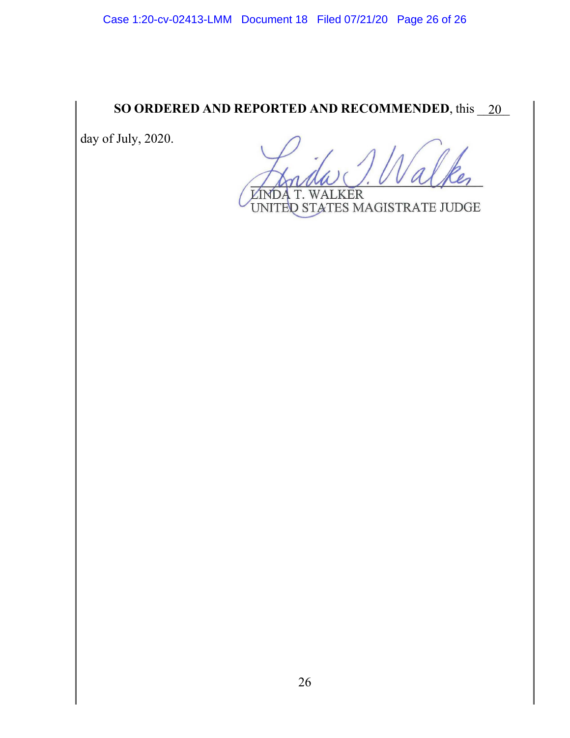**SO ORDERED AND REPORTED AND RECOMMENDED**, this 20 day of July, 2020.

LINDA T. WALKER
UNITED STATES MAGISTRATE JUDGE